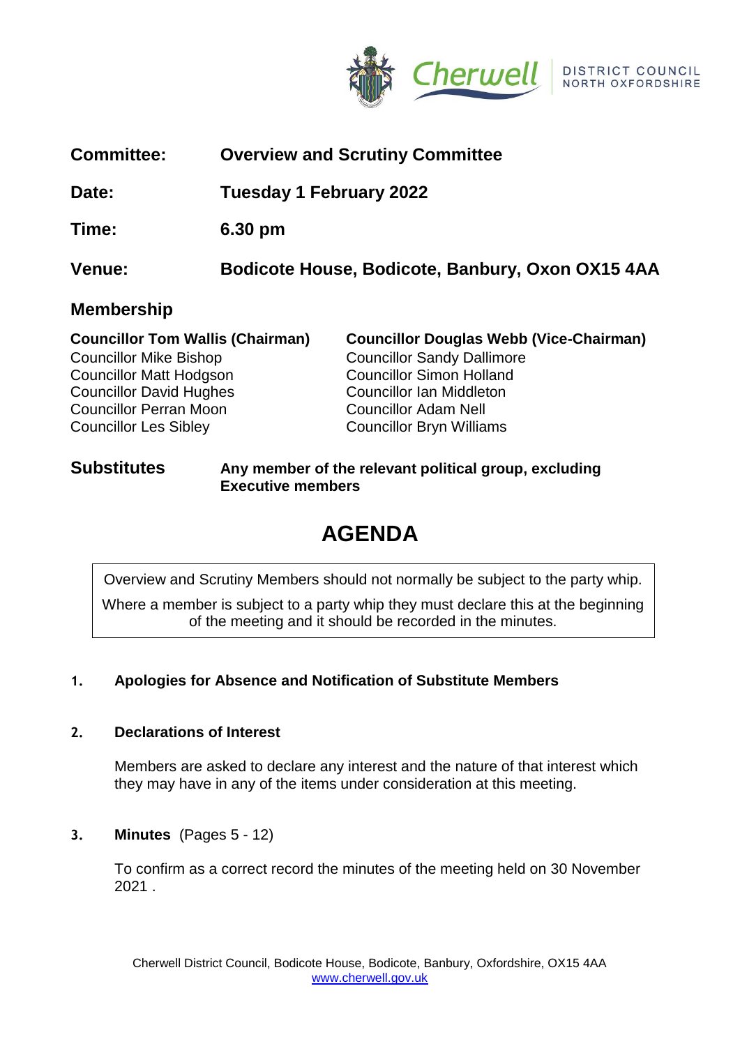Cherwell DISTRICT COUNCIL NORTH OXFORDSHIRE

| | |
|---|---|
| **Committee:** | **Overview and Scrutiny Committee** |
| **Date:** | **Tuesday 1 February 2022** |
| **Time:** | **6.30 pm** |
| **Venue:** | **Bodicote House, Bodicote, Banbury, Oxon OX15 4AA** |

## Membership

| | |
|---|---|
| **Councillor Tom Wallis (Chairman)** | **Councillor Douglas Webb (Vice-Chairman)** |
| Councillor Mike Bishop | Councillor Sandy Dallimore |
| Councillor Matt Hodgson | Councillor Simon Holland |
| Councillor David Hughes | Councillor Ian Middleton |
| Councillor Perran Moon | Councillor Adam Nell |
| Councillor Les Sibley | Councillor Bryn Williams |

**Substitutes** **Any member of the relevant political group, excluding Executive members**

# AGENDA

Overview and Scrutiny Members should not normally be subject to the party whip.

Where a member is subject to a party whip they must declare this at the beginning of the meeting and it should be recorded in the minutes.

**1. Apologies for Absence and Notification of Substitute Members**

**2. Declarations of Interest**

Members are asked to declare any interest and the nature of that interest which they may have in any of the items under consideration at this meeting.

**3. Minutes** (Pages 5 - 12)

To confirm as a correct record the minutes of the meeting held on 30 November 2021 .

Cherwell District Council, Bodicote House, Bodicote, Banbury, Oxfordshire, OX15 4AA
www.cherwell.gov.uk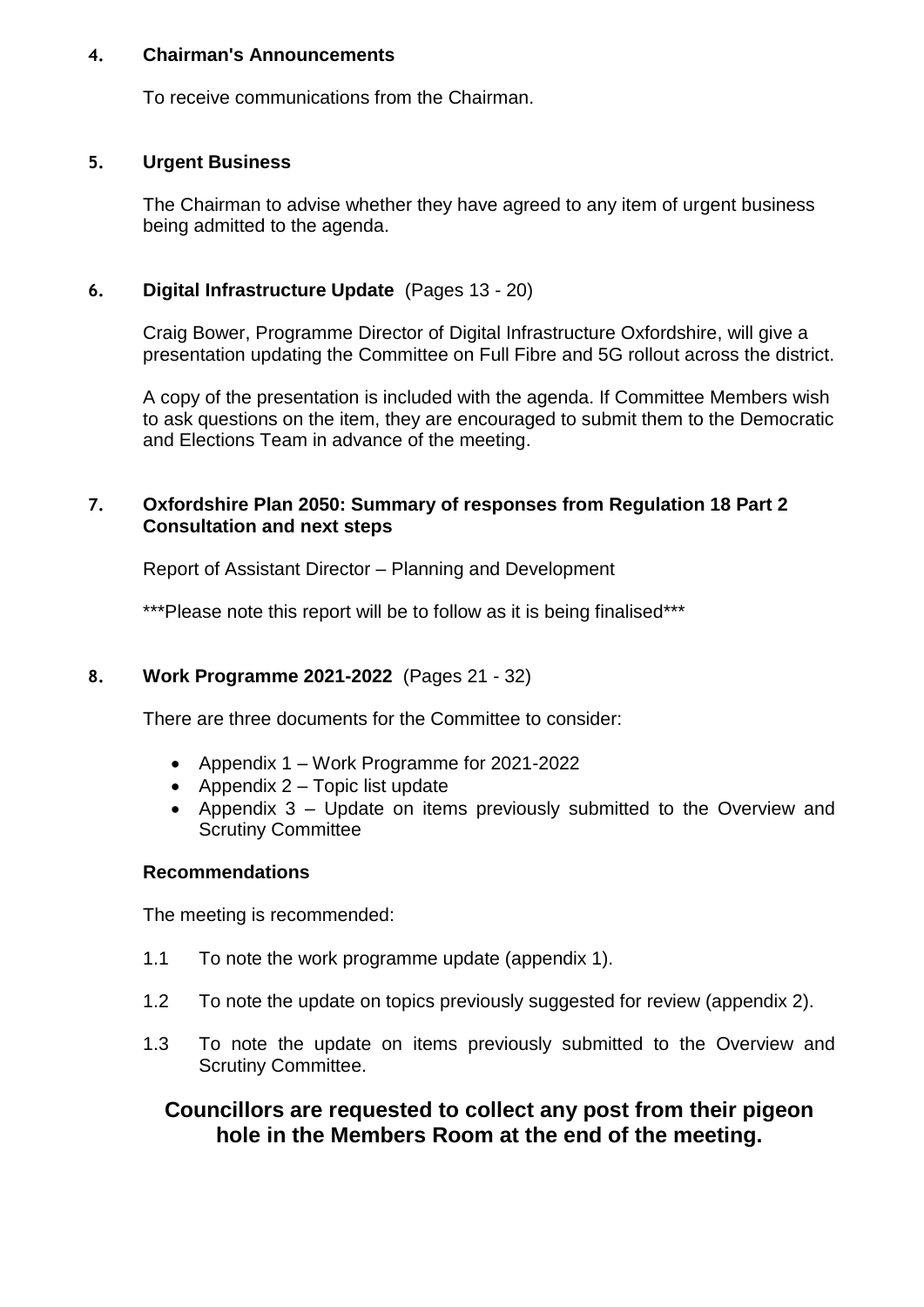## 4. Chairman's Announcements

To receive communications from the Chairman.

## 5. Urgent Business

The Chairman to advise whether they have agreed to any item of urgent business being admitted to the agenda.

## 6. Digital Infrastructure Update (Pages 13 - 20)

Craig Bower, Programme Director of Digital Infrastructure Oxfordshire, will give a presentation updating the Committee on Full Fibre and 5G rollout across the district.

A copy of the presentation is included with the agenda. If Committee Members wish to ask questions on the item, they are encouraged to submit them to the Democratic and Elections Team in advance of the meeting.

## 7. Oxfordshire Plan 2050: Summary of responses from Regulation 18 Part 2 Consultation and next steps

Report of Assistant Director – Planning and Development

***Please note this report will be to follow as it is being finalised***

## 8. Work Programme 2021-2022 (Pages 21 - 32)

There are three documents for the Committee to consider:

- Appendix 1 – Work Programme for 2021-2022
- Appendix 2 – Topic list update
- Appendix 3 – Update on items previously submitted to the Overview and Scrutiny Committee

### Recommendations

The meeting is recommended:

1.1 To note the work programme update (appendix 1).

1.2 To note the update on topics previously suggested for review (appendix 2).

1.3 To note the update on items previously submitted to the Overview and Scrutiny Committee.

**Councillors are requested to collect any post from their pigeon hole in the Members Room at the end of the meeting.**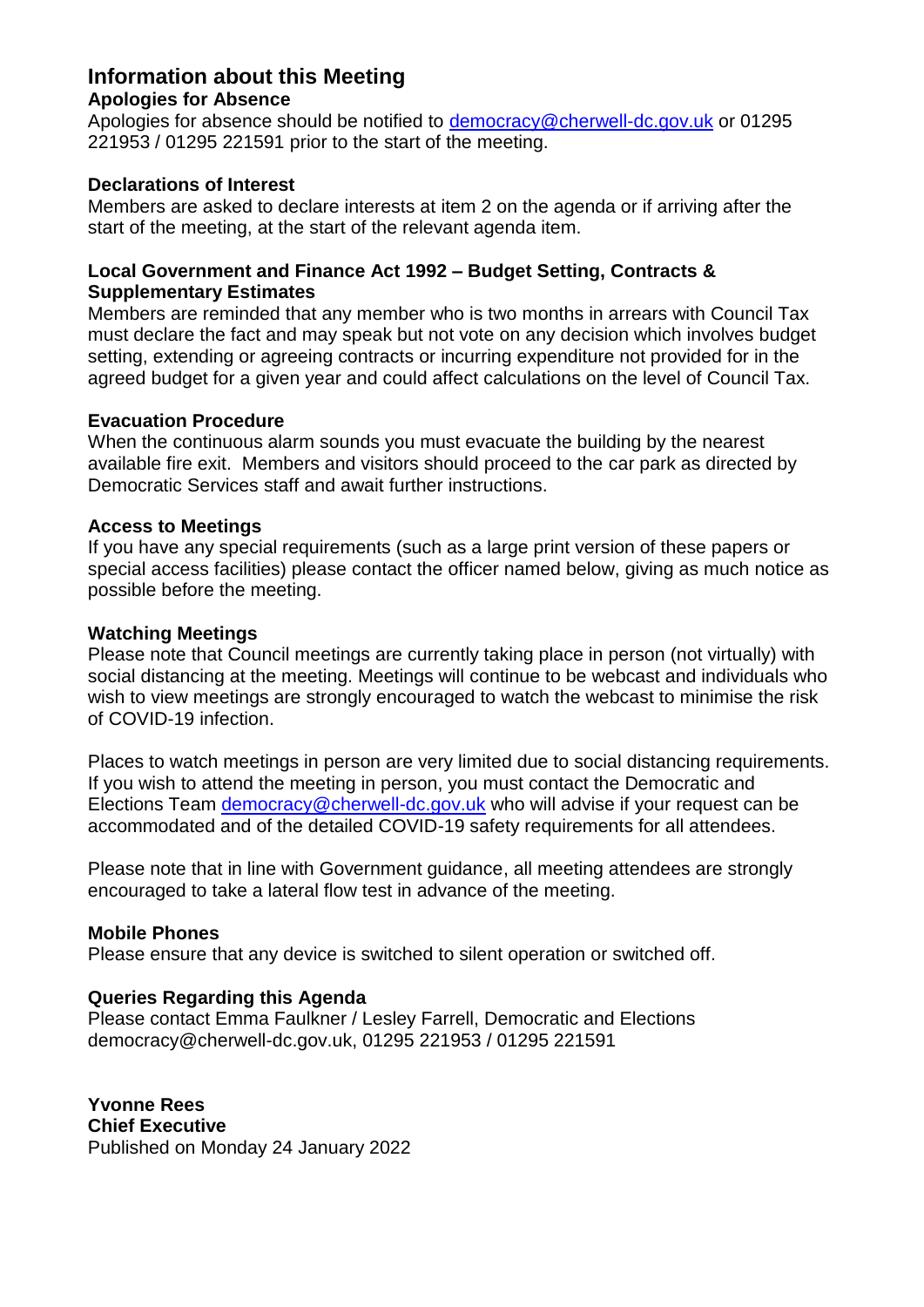# Information about this Meeting

### Apologies for Absence

Apologies for absence should be notified to democracy@cherwell-dc.gov.uk or 01295 221953 / 01295 221591 prior to the start of the meeting.

### Declarations of Interest

Members are asked to declare interests at item 2 on the agenda or if arriving after the start of the meeting, at the start of the relevant agenda item.

### Local Government and Finance Act 1992 – Budget Setting, Contracts & Supplementary Estimates

Members are reminded that any member who is two months in arrears with Council Tax must declare the fact and may speak but not vote on any decision which involves budget setting, extending or agreeing contracts or incurring expenditure not provided for in the agreed budget for a given year and could affect calculations on the level of Council Tax.

### Evacuation Procedure

When the continuous alarm sounds you must evacuate the building by the nearest available fire exit. Members and visitors should proceed to the car park as directed by Democratic Services staff and await further instructions.

### Access to Meetings

If you have any special requirements (such as a large print version of these papers or special access facilities) please contact the officer named below, giving as much notice as possible before the meeting.

### Watching Meetings

Please note that Council meetings are currently taking place in person (not virtually) with social distancing at the meeting. Meetings will continue to be webcast and individuals who wish to view meetings are strongly encouraged to watch the webcast to minimise the risk of COVID-19 infection.

Places to watch meetings in person are very limited due to social distancing requirements. If you wish to attend the meeting in person, you must contact the Democratic and Elections Team democracy@cherwell-dc.gov.uk who will advise if your request can be accommodated and of the detailed COVID-19 safety requirements for all attendees.

Please note that in line with Government guidance, all meeting attendees are strongly encouraged to take a lateral flow test in advance of the meeting.

### Mobile Phones

Please ensure that any device is switched to silent operation or switched off.

### Queries Regarding this Agenda

Please contact Emma Faulkner / Lesley Farrell, Democratic and Elections democracy@cherwell-dc.gov.uk, 01295 221953 / 01295 221591

**Yvonne Rees**
**Chief Executive**
Published on Monday 24 January 2022